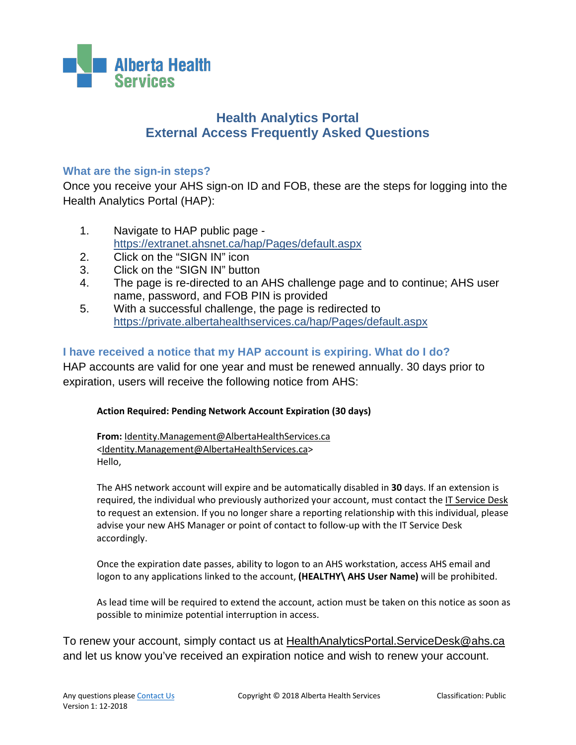Alberta Health Services

# Health Analytics Portal
# External Access Frequently Asked Questions

## What are the sign-in steps?

Once you receive your AHS sign-on ID and FOB, these are the steps for logging into the Health Analytics Portal (HAP):

1. Navigate to HAP public page - https://extranet.ahsnet.ca/hap/Pages/default.aspx
2. Click on the "SIGN IN" icon
3. Click on the "SIGN IN" button
4. The page is re-directed to an AHS challenge page and to continue; AHS user name, password, and FOB PIN is provided
5. With a successful challenge, the page is redirected to https://private.albertahealthservices.ca/hap/Pages/default.aspx

## I have received a notice that my HAP account is expiring. What do I do?

HAP accounts are valid for one year and must be renewed annually. 30 days prior to expiration, users will receive the following notice from AHS:

> **Action Required: Pending Network Account Expiration (30 days)**
>
> **From:** Identity.Management@AlbertaHealthServices.ca <Identity.Management@AlbertaHealthServices.ca>
> Hello,
>
> The AHS network account will expire and be automatically disabled in **30** days. If an extension is required, the individual who previously authorized your account, must contact the IT Service Desk to request an extension. If you no longer share a reporting relationship with this individual, please advise your new AHS Manager or point of contact to follow-up with the IT Service Desk accordingly.
>
> Once the expiration date passes, ability to logon to an AHS workstation, access AHS email and logon to any applications linked to the account, **(HEALTHY\ AHS User Name)** will be prohibited.
>
> As lead time will be required to extend the account, action must be taken on this notice as soon as possible to minimize potential interruption in access.

To renew your account, simply contact us at HealthAnalyticsPortal.ServiceDesk@ahs.ca and let us know you've received an expiration notice and wish to renew your account.

Any questions please Contact Us
Version 1: 12-2018

Copyright © 2018 Alberta Health Services

Classification: Public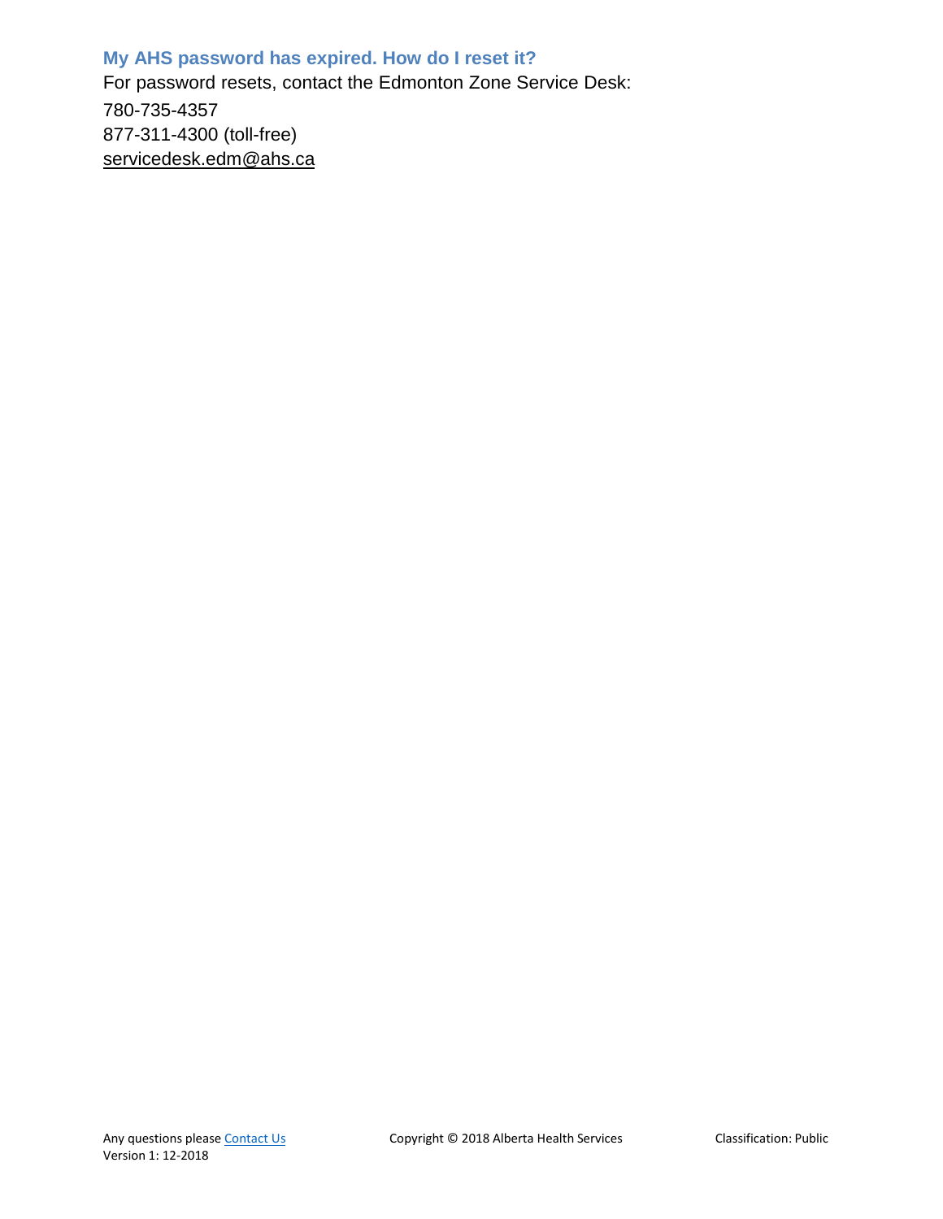### My AHS password has expired. How do I reset it?

For password resets, contact the Edmonton Zone Service Desk:

780-735-4357
877-311-4300 (toll-free)
servicedesk.edm@ahs.ca